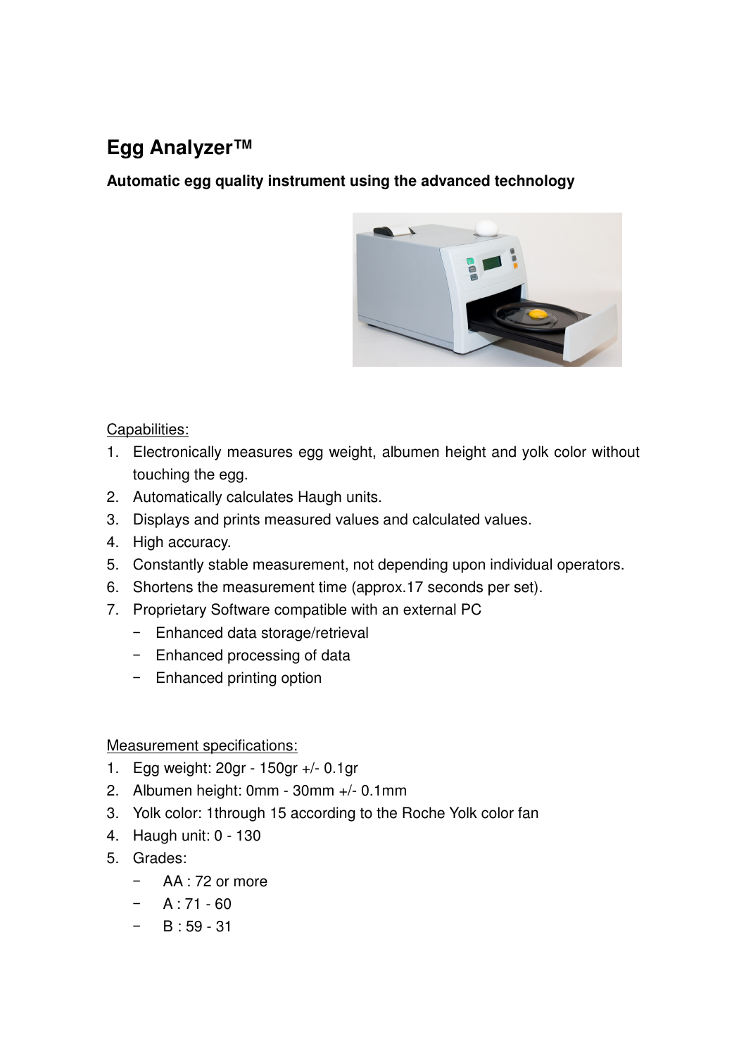# Egg Analyzer™

**Automatic egg quality instrument using the advanced technology**

Capabilities:

1. Electronically measures egg weight, albumen height and yolk color without touching the egg.
2. Automatically calculates Haugh units.
3. Displays and prints measured values and calculated values.
4. High accuracy.
5. Constantly stable measurement, not depending upon individual operators.
6. Shortens the measurement time (approx.17 seconds per set).
7. Proprietary Software compatible with an external PC
   - Enhanced data storage/retrieval
   - Enhanced processing of data
   - Enhanced printing option

Measurement specifications:

1. Egg weight: 20gr - 150gr +/- 0.1gr
2. Albumen height: 0mm - 30mm +/- 0.1mm
3. Yolk color: 1through 15 according to the Roche Yolk color fan
4. Haugh unit: 0 - 130
5. Grades:
   - AA : 72 or more
   - A : 71 - 60
   - B : 59 - 31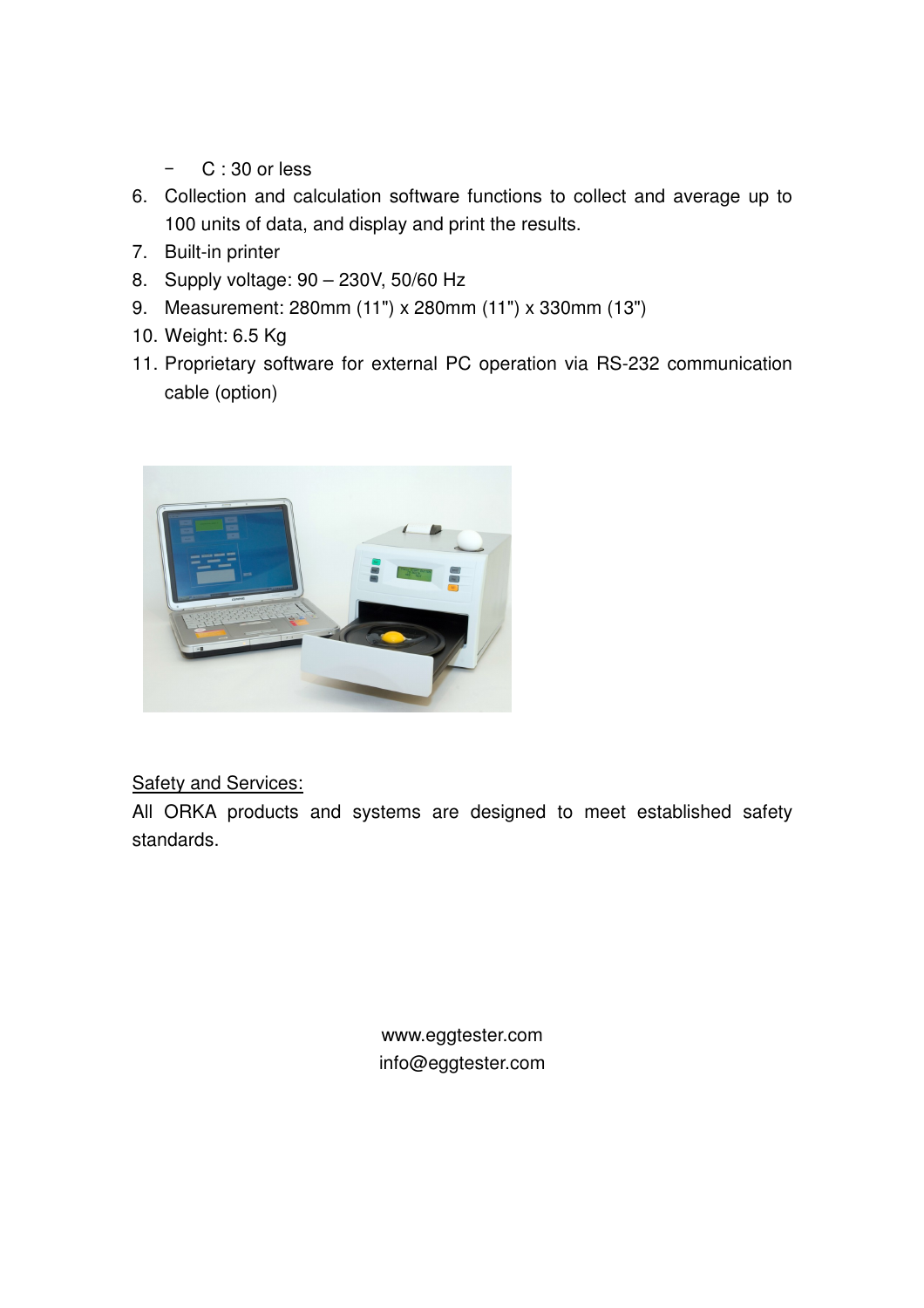- C : 30 or less

6. Collection and calculation software functions to collect and average up to 100 units of data, and display and print the results.
7. Built-in printer
8. Supply voltage: 90 – 230V, 50/60 Hz
9. Measurement: 280mm (11") x 280mm (11") x 330mm (13")
10. Weight: 6.5 Kg
11. Proprietary software for external PC operation via RS-232 communication cable (option)

Safety and Services:

All ORKA products and systems are designed to meet established safety standards.

www.eggtester.com
info@eggtester.com